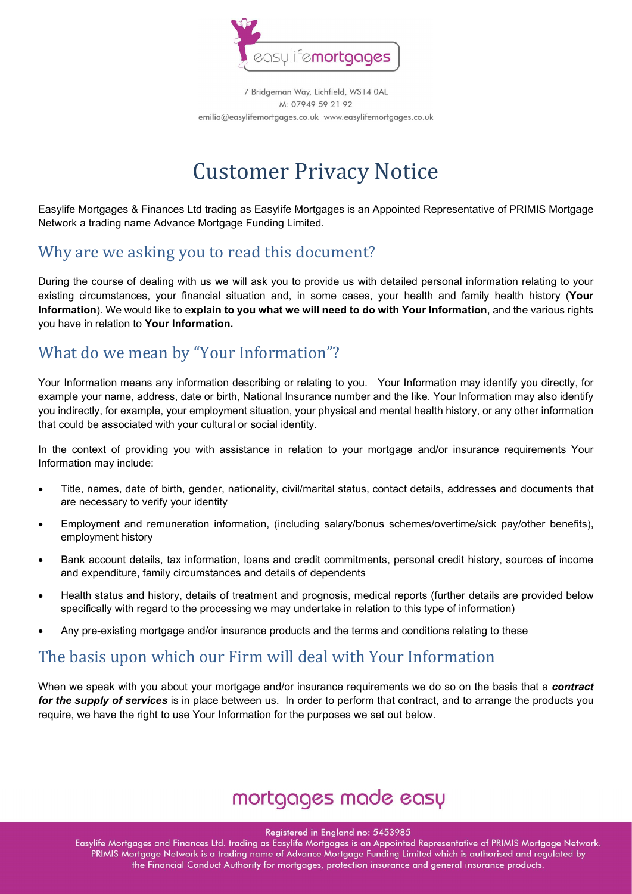7 Bridgeman Way, Lichfield, WS14 0AL
M: 07949 59 21 92
emilia@easylifemortgages.co.uk www.easylifemortgages.co.uk

# Customer Privacy Notice

Easylife Mortgages & Finances Ltd trading as Easylife Mortgages is an Appointed Representative of PRIMIS Mortgage Network a trading name Advance Mortgage Funding Limited.

## Why are we asking you to read this document?

During the course of dealing with us we will ask you to provide us with detailed personal information relating to your existing circumstances, your financial situation and, in some cases, your health and family health history (**Your Information**). We would like to e**xplain to you what we will need to do with Your Information**, and the various rights you have in relation to **Your Information.**

## What do we mean by "Your Information"?

Your Information means any information describing or relating to you. Your Information may identify you directly, for example your name, address, date or birth, National Insurance number and the like. Your Information may also identify you indirectly, for example, your employment situation, your physical and mental health history, or any other information that could be associated with your cultural or social identity.

In the context of providing you with assistance in relation to your mortgage and/or insurance requirements Your Information may include:

- Title, names, date of birth, gender, nationality, civil/marital status, contact details, addresses and documents that are necessary to verify your identity
- Employment and remuneration information, (including salary/bonus schemes/overtime/sick pay/other benefits), employment history
- Bank account details, tax information, loans and credit commitments, personal credit history, sources of income and expenditure, family circumstances and details of dependents
- Health status and history, details of treatment and prognosis, medical reports (further details are provided below specifically with regard to the processing we may undertake in relation to this type of information)
- Any pre-existing mortgage and/or insurance products and the terms and conditions relating to these

## The basis upon which our Firm will deal with Your Information

When we speak with you about your mortgage and/or insurance requirements we do so on the basis that a ***contract for the supply of services*** is in place between us. In order to perform that contract, and to arrange the products you require, we have the right to use Your Information for the purposes we set out below.

mortgages made easy

Registered in England no: 5453985
Easylife Mortgages and Finances Ltd. trading as Easylife Mortgages is an Appointed Representative of PRIMIS Mortgage Network. PRIMIS Mortgage Network is a trading name of Advance Mortgage Funding Limited which is authorised and regulated by the Financial Conduct Authority for mortgages, protection insurance and general insurance products.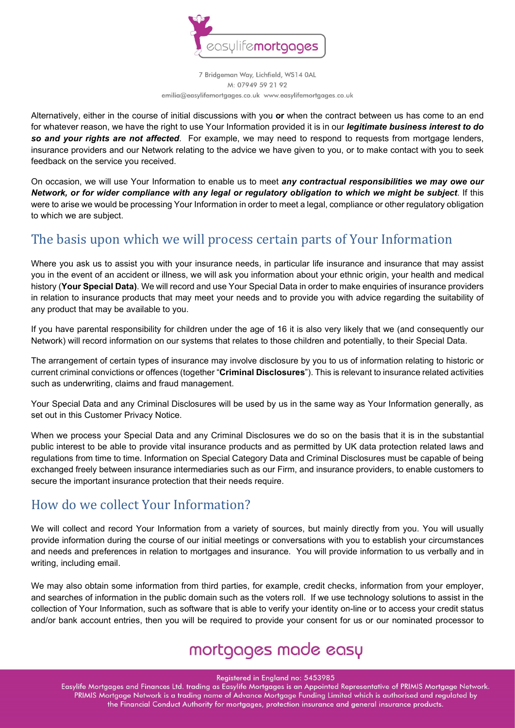Alternatively, either in the course of initial discussions with you **or** when the contract between us has come to an end for whatever reason, we have the right to use Your Information provided it is in our ***legitimate business interest to do so and your rights are not affected***. For example, we may need to respond to requests from mortgage lenders, insurance providers and our Network relating to the advice we have given to you, or to make contact with you to seek feedback on the service you received.

On occasion, we will use Your Information to enable us to meet ***any contractual responsibilities we may owe our Network, or for wider compliance with any legal or regulatory obligation to which we might be subject***. If this were to arise we would be processing Your Information in order to meet a legal, compliance or other regulatory obligation to which we are subject.

## The basis upon which we will process certain parts of Your Information

Where you ask us to assist you with your insurance needs, in particular life insurance and insurance that may assist you in the event of an accident or illness, we will ask you information about your ethnic origin, your health and medical history (**Your Special Data)**. We will record and use Your Special Data in order to make enquiries of insurance providers in relation to insurance products that may meet your needs and to provide you with advice regarding the suitability of any product that may be available to you.

If you have parental responsibility for children under the age of 16 it is also very likely that we (and consequently our Network) will record information on our systems that relates to those children and potentially, to their Special Data.

The arrangement of certain types of insurance may involve disclosure by you to us of information relating to historic or current criminal convictions or offences (together "**Criminal Disclosures**"). This is relevant to insurance related activities such as underwriting, claims and fraud management.

Your Special Data and any Criminal Disclosures will be used by us in the same way as Your Information generally, as set out in this Customer Privacy Notice.

When we process your Special Data and any Criminal Disclosures we do so on the basis that it is in the substantial public interest to be able to provide vital insurance products and as permitted by UK data protection related laws and regulations from time to time. Information on Special Category Data and Criminal Disclosures must be capable of being exchanged freely between insurance intermediaries such as our Firm, and insurance providers, to enable customers to secure the important insurance protection that their needs require.

## How do we collect Your Information?

We will collect and record Your Information from a variety of sources, but mainly directly from you. You will usually provide information during the course of our initial meetings or conversations with you to establish your circumstances and needs and preferences in relation to mortgages and insurance. You will provide information to us verbally and in writing, including email.

We may also obtain some information from third parties, for example, credit checks, information from your employer, and searches of information in the public domain such as the voters roll. If we use technology solutions to assist in the collection of Your Information, such as software that is able to verify your identity on-line or to access your credit status and/or bank account entries, then you will be required to provide your consent for us or our nominated processor to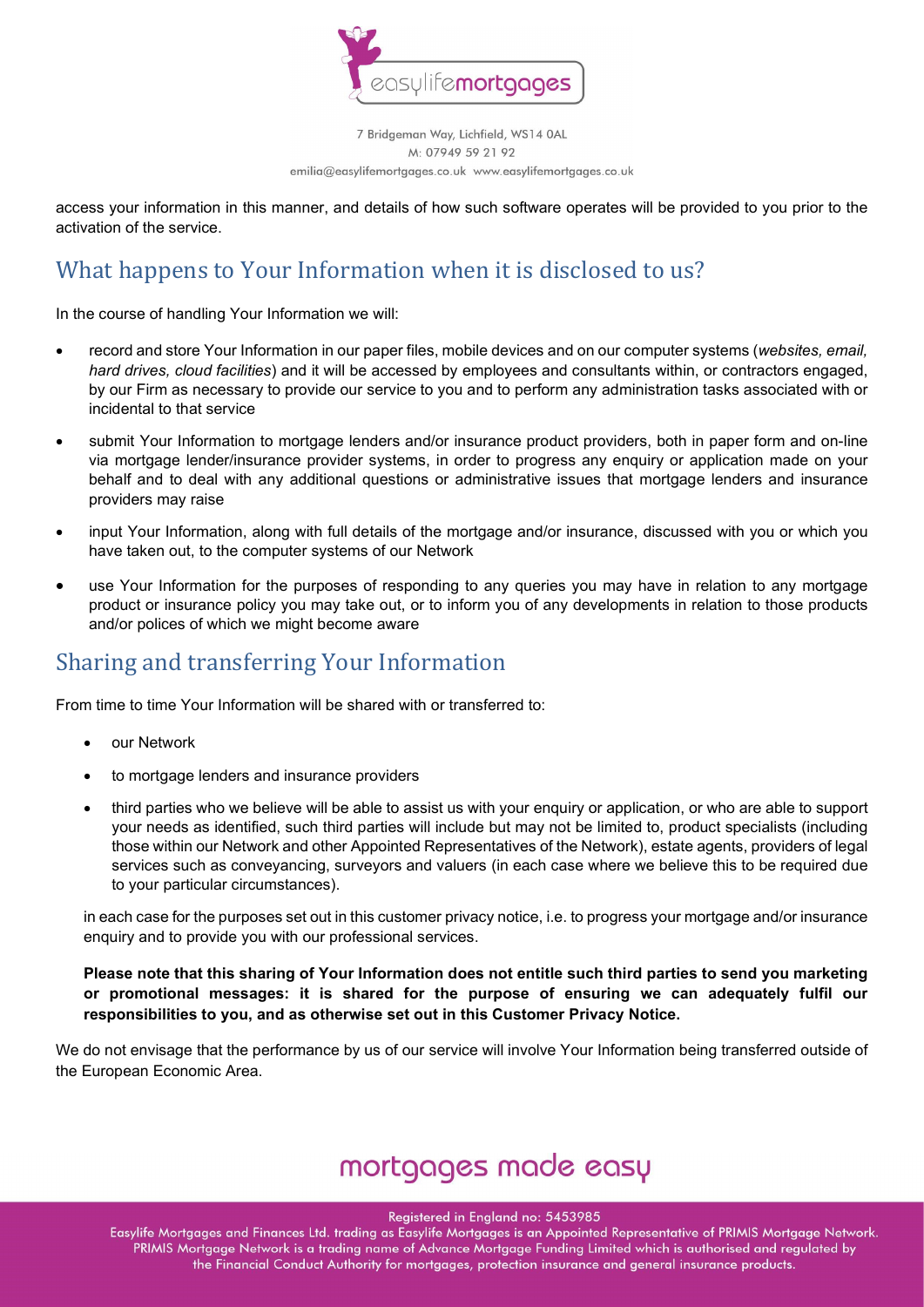access your information in this manner, and details of how such software operates will be provided to you prior to the activation of the service.

## What happens to Your Information when it is disclosed to us?

In the course of handling Your Information we will:

- record and store Your Information in our paper files, mobile devices and on our computer systems (*websites, email, hard drives, cloud facilities*) and it will be accessed by employees and consultants within, or contractors engaged, by our Firm as necessary to provide our service to you and to perform any administration tasks associated with or incidental to that service
- submit Your Information to mortgage lenders and/or insurance product providers, both in paper form and on-line via mortgage lender/insurance provider systems, in order to progress any enquiry or application made on your behalf and to deal with any additional questions or administrative issues that mortgage lenders and insurance providers may raise
- input Your Information, along with full details of the mortgage and/or insurance, discussed with you or which you have taken out, to the computer systems of our Network
- use Your Information for the purposes of responding to any queries you may have in relation to any mortgage product or insurance policy you may take out, or to inform you of any developments in relation to those products and/or polices of which we might become aware

## Sharing and transferring Your Information

From time to time Your Information will be shared with or transferred to:

- our Network
- to mortgage lenders and insurance providers
- third parties who we believe will be able to assist us with your enquiry or application, or who are able to support your needs as identified, such third parties will include but may not be limited to, product specialists (including those within our Network and other Appointed Representatives of the Network), estate agents, providers of legal services such as conveyancing, surveyors and valuers (in each case where we believe this to be required due to your particular circumstances).

in each case for the purposes set out in this customer privacy notice, i.e. to progress your mortgage and/or insurance enquiry and to provide you with our professional services.

**Please note that this sharing of Your Information does not entitle such third parties to send you marketing or promotional messages: it is shared for the purpose of ensuring we can adequately fulfil our responsibilities to you, and as otherwise set out in this Customer Privacy Notice.**

We do not envisage that the performance by us of our service will involve Your Information being transferred outside of the European Economic Area.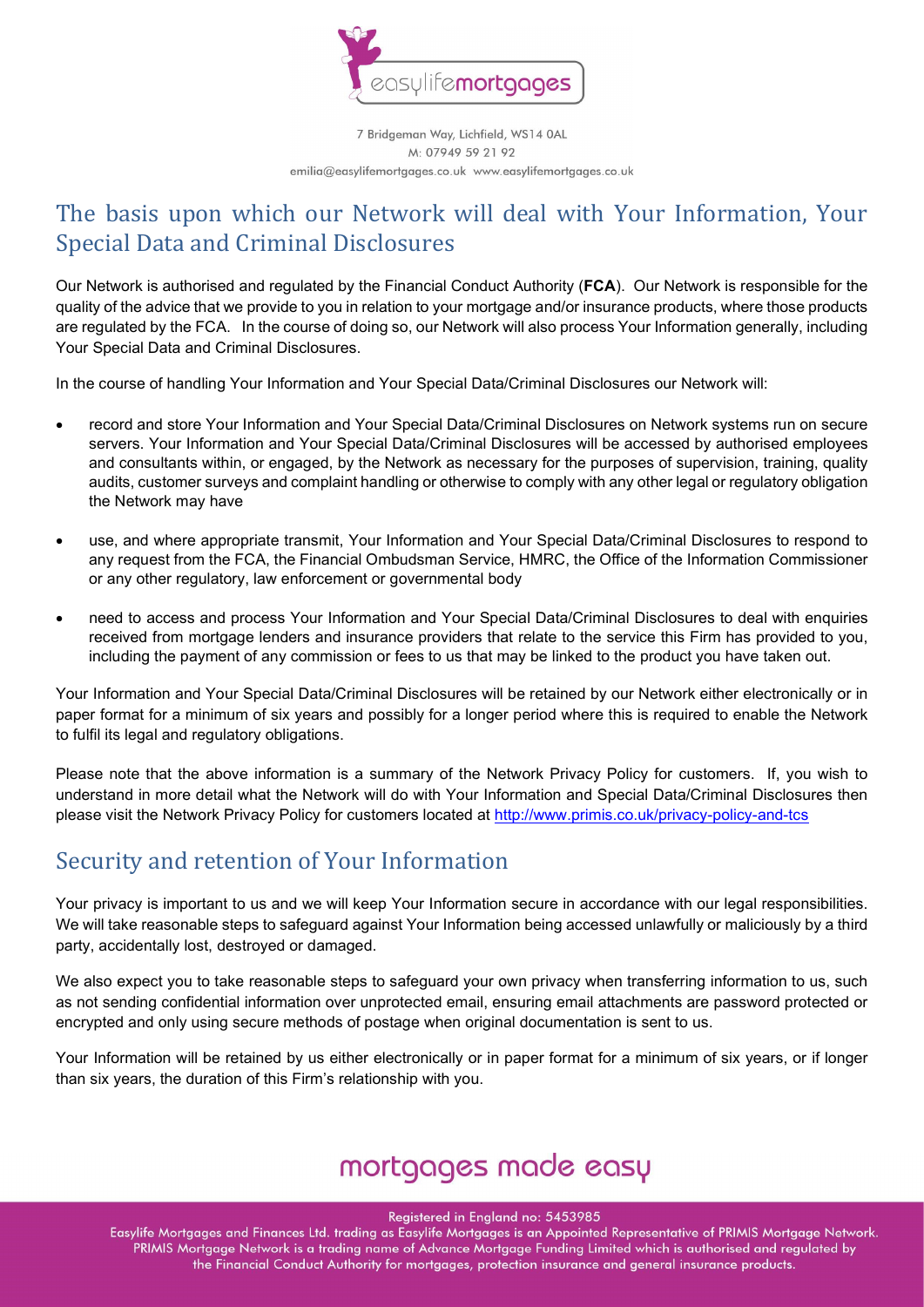## The basis upon which our Network will deal with Your Information, Your Special Data and Criminal Disclosures

Our Network is authorised and regulated by the Financial Conduct Authority (**FCA**). Our Network is responsible for the quality of the advice that we provide to you in relation to your mortgage and/or insurance products, where those products are regulated by the FCA. In the course of doing so, our Network will also process Your Information generally, including Your Special Data and Criminal Disclosures.

In the course of handling Your Information and Your Special Data/Criminal Disclosures our Network will:

- record and store Your Information and Your Special Data/Criminal Disclosures on Network systems run on secure servers. Your Information and Your Special Data/Criminal Disclosures will be accessed by authorised employees and consultants within, or engaged, by the Network as necessary for the purposes of supervision, training, quality audits, customer surveys and complaint handling or otherwise to comply with any other legal or regulatory obligation the Network may have
- use, and where appropriate transmit, Your Information and Your Special Data/Criminal Disclosures to respond to any request from the FCA, the Financial Ombudsman Service, HMRC, the Office of the Information Commissioner or any other regulatory, law enforcement or governmental body
- need to access and process Your Information and Your Special Data/Criminal Disclosures to deal with enquiries received from mortgage lenders and insurance providers that relate to the service this Firm has provided to you, including the payment of any commission or fees to us that may be linked to the product you have taken out.

Your Information and Your Special Data/Criminal Disclosures will be retained by our Network either electronically or in paper format for a minimum of six years and possibly for a longer period where this is required to enable the Network to fulfil its legal and regulatory obligations.

Please note that the above information is a summary of the Network Privacy Policy for customers. If, you wish to understand in more detail what the Network will do with Your Information and Special Data/Criminal Disclosures then please visit the Network Privacy Policy for customers located at http://www.primis.co.uk/privacy-policy-and-tcs

## Security and retention of Your Information

Your privacy is important to us and we will keep Your Information secure in accordance with our legal responsibilities. We will take reasonable steps to safeguard against Your Information being accessed unlawfully or maliciously by a third party, accidentally lost, destroyed or damaged.

We also expect you to take reasonable steps to safeguard your own privacy when transferring information to us, such as not sending confidential information over unprotected email, ensuring email attachments are password protected or encrypted and only using secure methods of postage when original documentation is sent to us.

Your Information will be retained by us either electronically or in paper format for a minimum of six years, or if longer than six years, the duration of this Firm's relationship with you.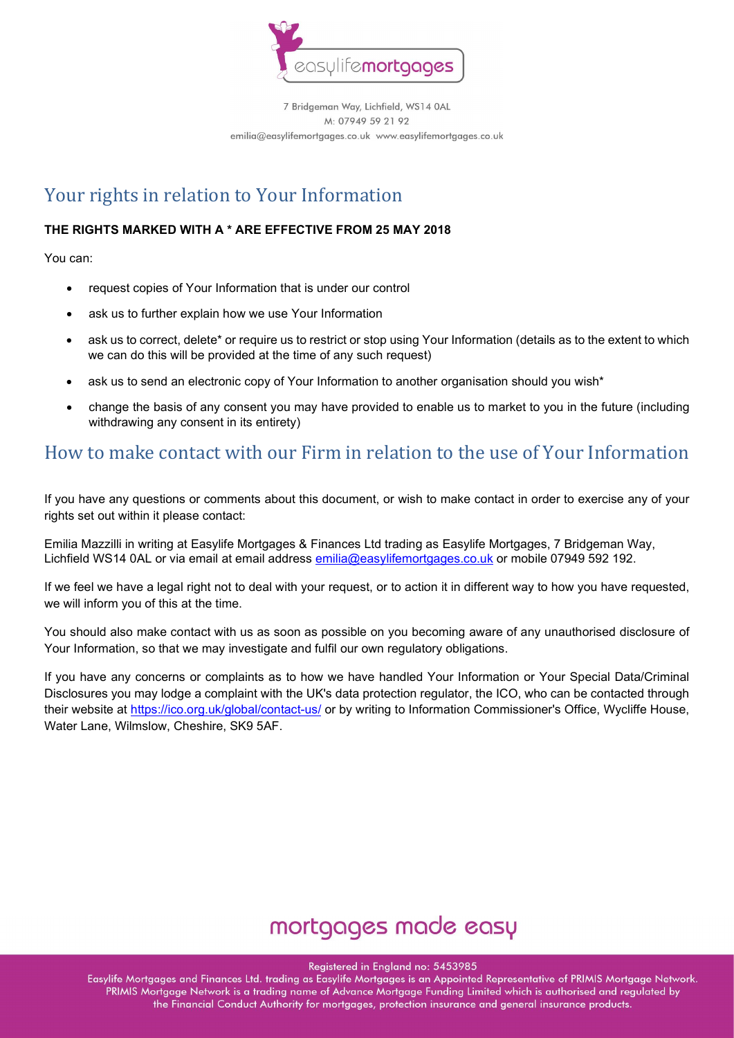# Your rights in relation to Your Information

**THE RIGHTS MARKED WITH A * ARE EFFECTIVE FROM 25 MAY 2018**

You can:

- request copies of Your Information that is under our control
- ask us to further explain how we use Your Information
- ask us to correct, delete* or require us to restrict or stop using Your Information (details as to the extent to which we can do this will be provided at the time of any such request)
- ask us to send an electronic copy of Your Information to another organisation should you wish*
- change the basis of any consent you may have provided to enable us to market to you in the future (including withdrawing any consent in its entirety)

# How to make contact with our Firm in relation to the use of Your Information

If you have any questions or comments about this document, or wish to make contact in order to exercise any of your rights set out within it please contact:

Emilia Mazzilli in writing at Easylife Mortgages & Finances Ltd trading as Easylife Mortgages, 7 Bridgeman Way, Lichfield WS14 0AL or via email at email address emilia@easylifemortgages.co.uk or mobile 07949 592 192.

If we feel we have a legal right not to deal with your request, or to action it in different way to how you have requested, we will inform you of this at the time.

You should also make contact with us as soon as possible on you becoming aware of any unauthorised disclosure of Your Information, so that we may investigate and fulfil our own regulatory obligations.

If you have any concerns or complaints as to how we have handled Your Information or Your Special Data/Criminal Disclosures you may lodge a complaint with the UK's data protection regulator, the ICO, who can be contacted through their website at https://ico.org.uk/global/contact-us/ or by writing to Information Commissioner's Office, Wycliffe House, Water Lane, Wilmslow, Cheshire, SK9 5AF.